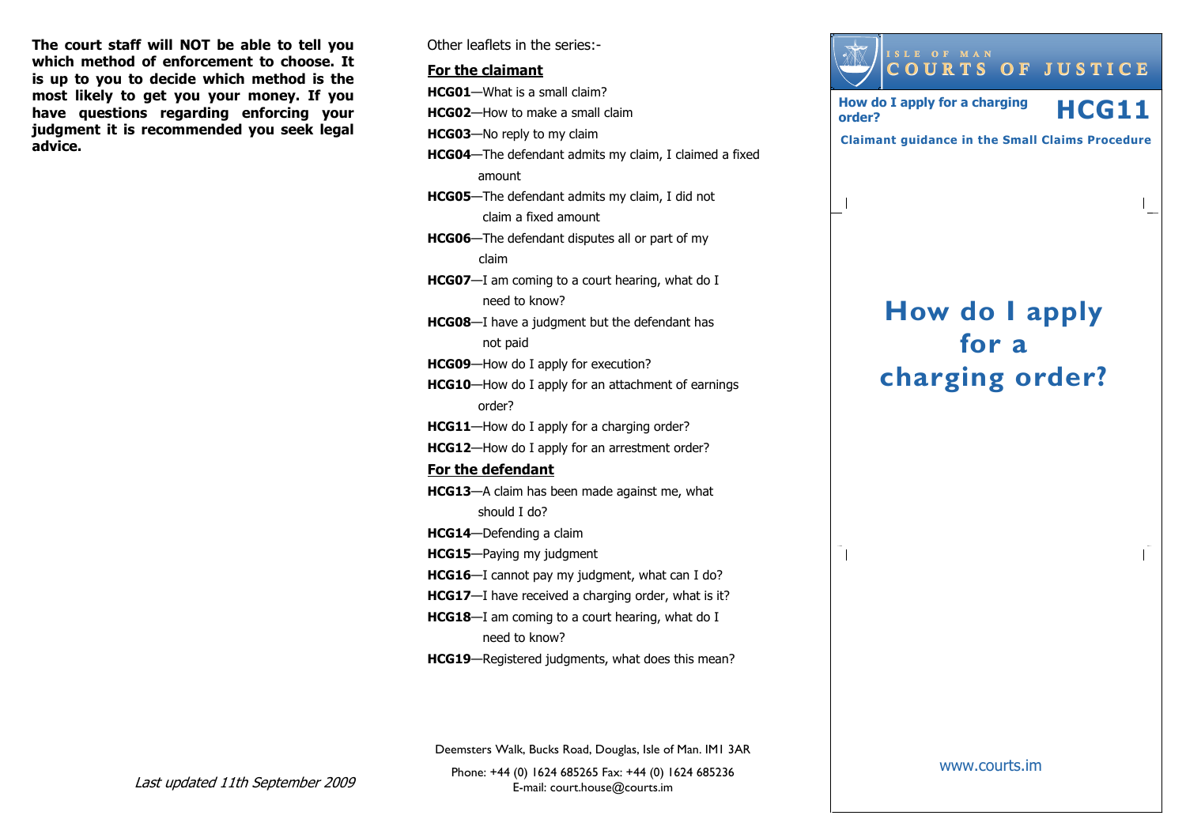**The court staff will NOT be able to tell you which method of enforcement to choose. It is up to you to decide which method is the most likely to get you your money. If you have questions regarding enforcing your judgment it is recommended you seek legal advice.**

*Last updated 11th September 2009*

Other leaflets in the series:-

**For the claimant**

**HCG01**—What is a small claim?

**HCG02**—How to make a small claim

**HCG03**—No reply to my claim

**HCG04**—The defendant admits my claim, I claimed a fixed amount

**HCG05**—The defendant admits my claim, I did not claim a fixed amount

**HCG06**—The defendant disputes all or part of my claim

**HCG07**—I am coming to a court hearing, what do I need to know?

**HCG08**—I have a judgment but the defendant has not paid

**HCG09**—How do I apply for execution?

**HCG10**—How do I apply for an attachment of earnings order?

**HCG11**—How do I apply for a charging order?

**HCG12**—How do I apply for an arrestment order?

**For the defendant**

**HCG13**—A claim has been made against me, what should I do?

**HCG14**—Defending a claim

**HCG15**—Paying my judgment

**HCG16**—I cannot pay my judgment, what can I do?

**HCG17**—I have received a charging order, what is it?

**HCG18**—I am coming to a court hearing, what do I need to know?

**HCG19**—Registered judgments, what does this mean?

Deemsters Walk, Bucks Road, Douglas, Isle of Man. IM1 3AR

Phone: +44 (0) 1624 685265 Fax: +44 (0) 1624 685236
E-mail: court.house@courts.im

ISLE OF MAN
COURTS OF JUSTICE

**How do I apply for a charging order?** **HCG11**

**Claimant guidance in the Small Claims Procedure**

# How do I apply for a charging order?

www.courts.im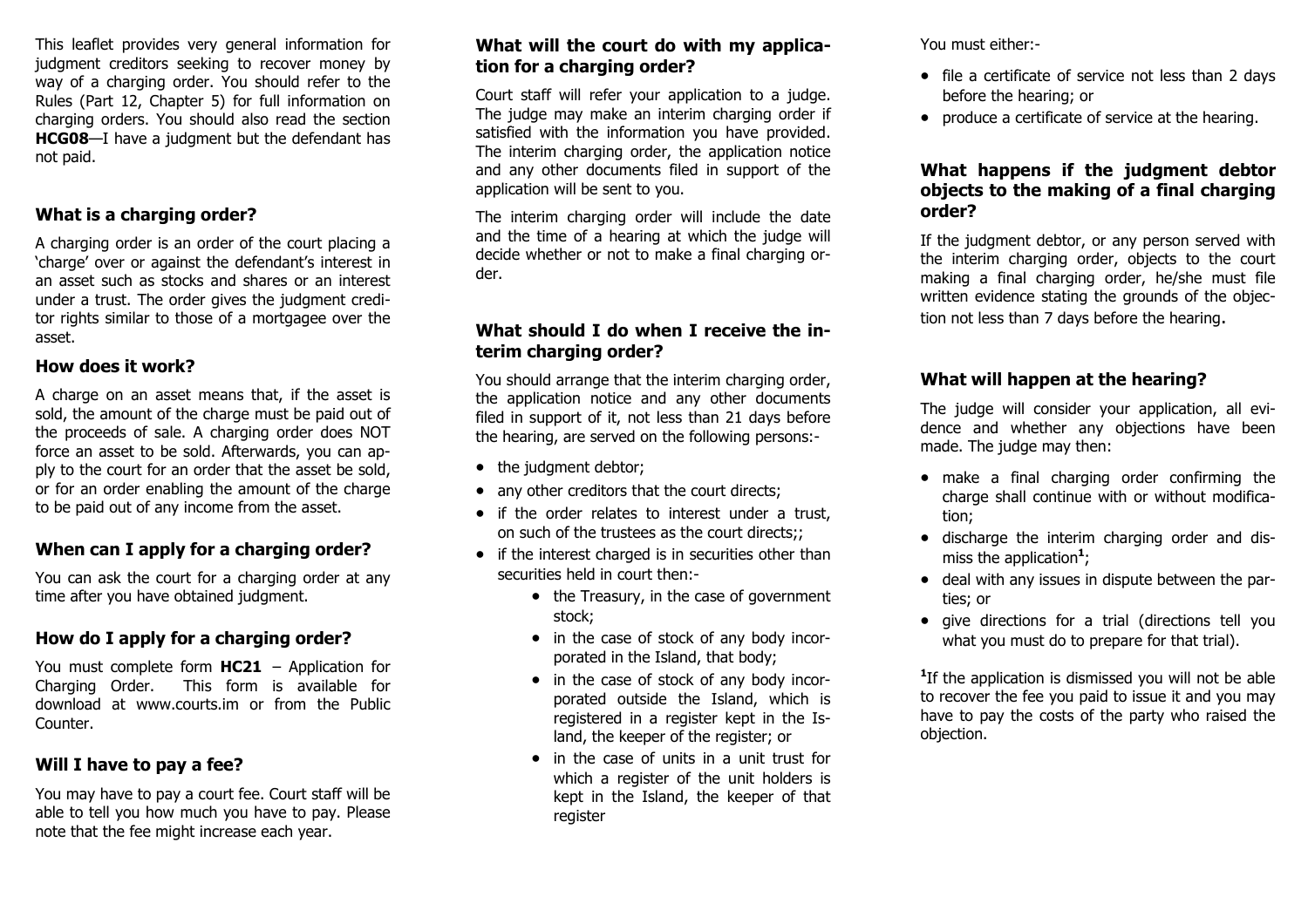This leaflet provides very general information for judgment creditors seeking to recover money by way of a charging order. You should refer to the Rules (Part 12, Chapter 5) for full information on charging orders. You should also read the section **HCG08**—I have a judgment but the defendant has not paid.

## What is a charging order?

A charging order is an order of the court placing a 'charge' over or against the defendant's interest in an asset such as stocks and shares or an interest under a trust. The order gives the judgment creditor rights similar to those of a mortgagee over the asset.

## How does it work?

A charge on an asset means that, if the asset is sold, the amount of the charge must be paid out of the proceeds of sale. A charging order does NOT force an asset to be sold. Afterwards, you can apply to the court for an order that the asset be sold, or for an order enabling the amount of the charge to be paid out of any income from the asset.

## When can I apply for a charging order?

You can ask the court for a charging order at any time after you have obtained judgment.

## How do I apply for a charging order?

You must complete form **HC21** – Application for Charging Order. This form is available for download at www.courts.im or from the Public Counter.

## Will I have to pay a fee?

You may have to pay a court fee. Court staff will be able to tell you how much you have to pay. Please note that the fee might increase each year.

## What will the court do with my application for a charging order?

Court staff will refer your application to a judge. The judge may make an interim charging order if satisfied with the information you have provided. The interim charging order, the application notice and any other documents filed in support of the application will be sent to you.

The interim charging order will include the date and the time of a hearing at which the judge will decide whether or not to make a final charging order.

## What should I do when I receive the interim charging order?

You should arrange that the interim charging order, the application notice and any other documents filed in support of it, not less than 21 days before the hearing, are served on the following persons:-

- the judgment debtor;
- any other creditors that the court directs;
- if the order relates to interest under a trust, on such of the trustees as the court directs;;
- if the interest charged is in securities other than securities held in court then:-
  - the Treasury, in the case of government stock;
  - in the case of stock of any body incorporated in the Island, that body;
  - in the case of stock of any body incorporated outside the Island, which is registered in a register kept in the Island, the keeper of the register; or
  - in the case of units in a unit trust for which a register of the unit holders is kept in the Island, the keeper of that register

You must either:-

- file a certificate of service not less than 2 days before the hearing; or
- produce a certificate of service at the hearing.

## What happens if the judgment debtor objects to the making of a final charging order?

If the judgment debtor, or any person served with the interim charging order, objects to the court making a final charging order, he/she must file written evidence stating the grounds of the objection not less than 7 days before the hearing.

## What will happen at the hearing?

The judge will consider your application, all evidence and whether any objections have been made. The judge may then:

- make a final charging order confirming the charge shall continue with or without modification;
- discharge the interim charging order and dismiss the application[1];
- deal with any issues in dispute between the parties; or
- give directions for a trial (directions tell you what you must do to prepare for that trial).

[1]If the application is dismissed you will not be able to recover the fee you paid to issue it and you may have to pay the costs of the party who raised the objection.